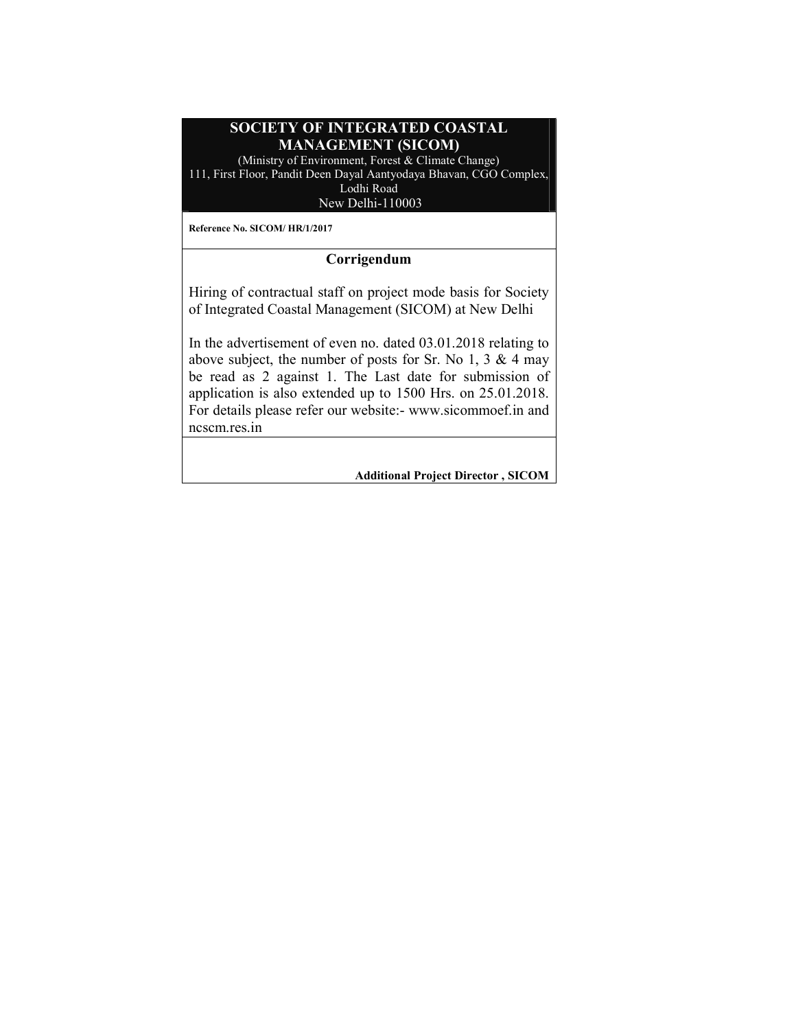# SOCIETY OF INTEGRATED COASTAL MANAGEMENT (SICOM)

(Ministry of Environment, Forest & Climate Change)
111, First Floor, Pandit Deen Dayal Aantyodaya Bhavan, CGO Complex, Lodhi Road
New Delhi-110003

**Reference No. SICOM/ HR/1/2017**

## Corrigendum

Hiring of contractual staff on project mode basis for Society of Integrated Coastal Management (SICOM) at New Delhi

In the advertisement of even no. dated 03.01.2018 relating to above subject, the number of posts for Sr. No 1, 3 & 4 may be read as 2 against 1. The Last date for submission of application is also extended up to 1500 Hrs. on 25.01.2018. For details please refer our website:- www.sicommoef.in and ncscm.res.in

**Additional Project Director , SICOM**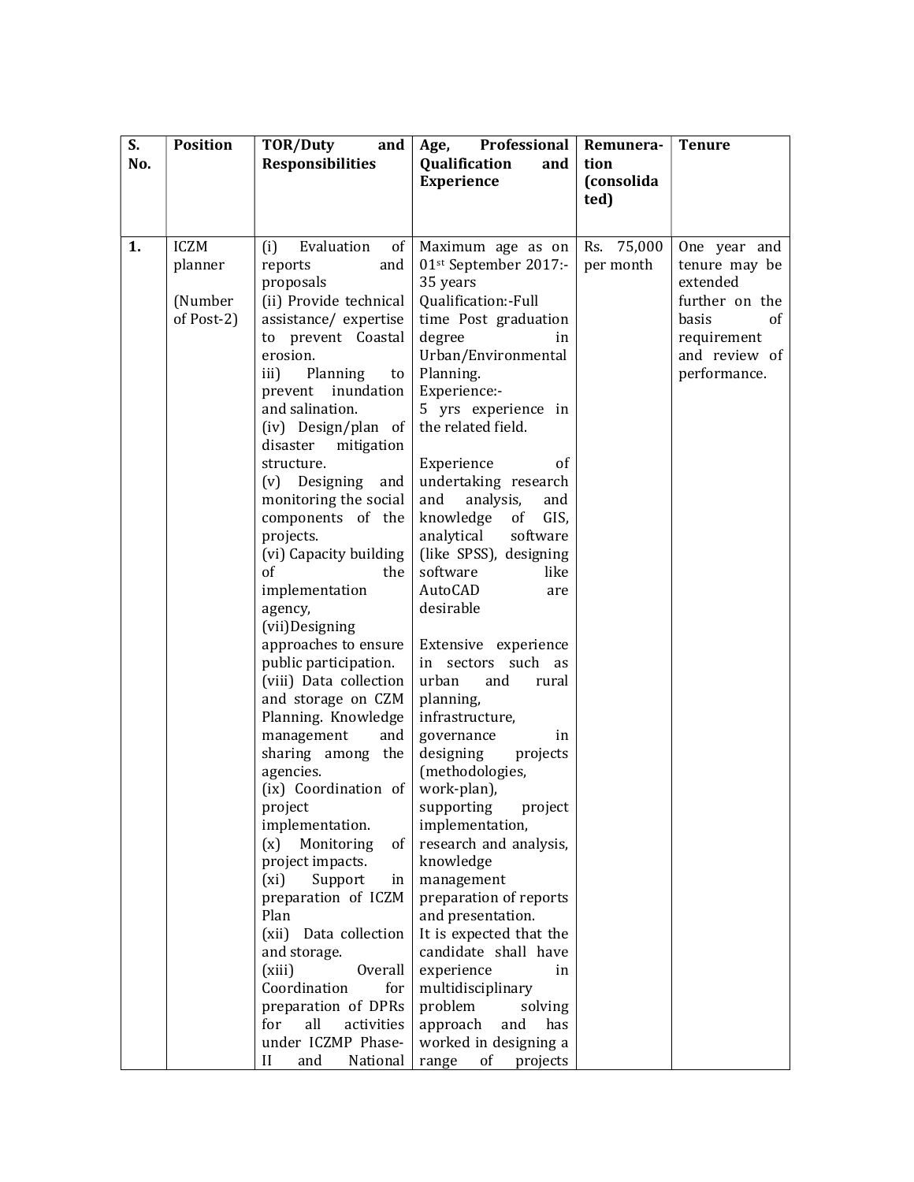| S. No. | Position | TOR/Duty and Responsibilities | Age, Professional Qualification and Experience | Remuneration (consolidated) | Tenure |
|---|---|---|---|---|---|
| 1. | ICZM planner<br><br>(Number of Post-2) | (i) Evaluation of reports and proposals<br>(ii) Provide technical assistance/ expertise to prevent Coastal erosion.<br>iii) Planning to prevent inundation and salination.<br>(iv) Design/plan of disaster mitigation structure.<br>(v) Designing and monitoring the social components of the projects.<br>(vi) Capacity building of the implementation agency,<br>(vii)Designing approaches to ensure public participation.<br>(viii) Data collection and storage on CZM Planning. Knowledge management and sharing among the agencies.<br>(ix) Coordination of project implementation.<br>(x) Monitoring of project impacts.<br>(xi) Support in preparation of ICZM Plan<br>(xii) Data collection and storage.<br>(xiii) Overall Coordination for preparation of DPRs for all activities under ICZMP Phase-II and National | Maximum age as on 01st September 2017:- 35 years<br>Qualification:-Full time Post graduation degree in Urban/Environmental Planning.<br>Experience:-<br>5 yrs experience in the related field.<br><br>Experience of undertaking research and analysis, and knowledge of GIS, analytical software (like SPSS), designing software like AutoCAD are desirable<br><br>Extensive experience in sectors such as urban and rural planning, infrastructure, governance in designing projects (methodologies, work-plan), supporting project implementation, research and analysis, knowledge management preparation of reports and presentation.<br>It is expected that the candidate shall have experience in multidisciplinary problem solving approach and has worked in designing a range of projects | Rs. 75,000 per month | One year and tenure may be extended further on the basis of requirement and review of performance. |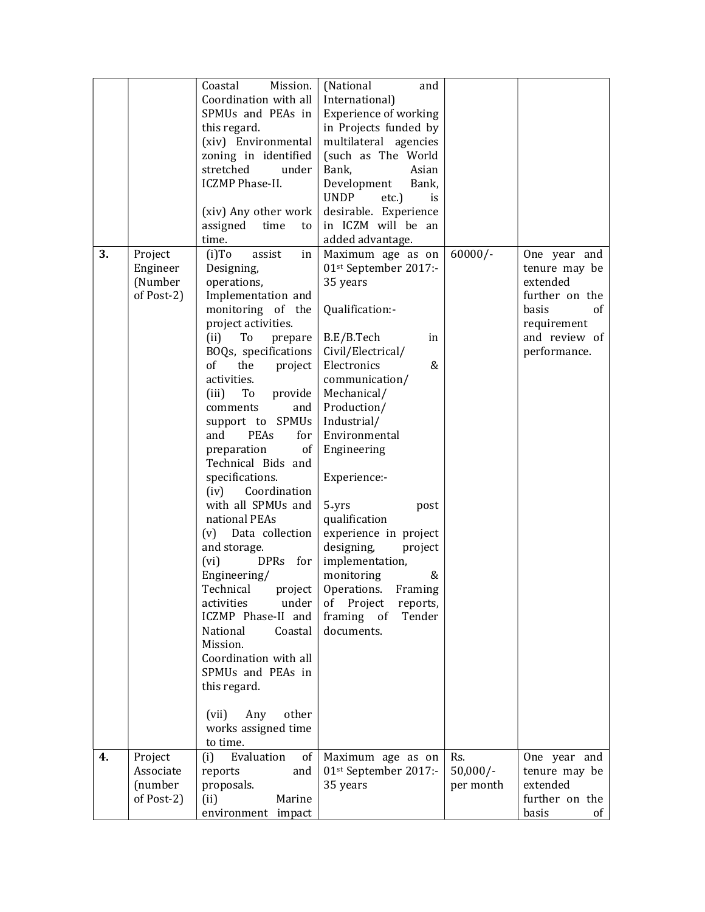| | | | | | |
|---|---|---|---|---|---|
| | | Coastal Mission. Coordination with all SPMUs and PEAs in this regard.<br>(xiv) Environmental zoning in identified stretched under ICZMP Phase-II.<br><br>(xiv) Any other work assigned time to time. | (National and International)<br>Experience of working in Projects funded by multilateral agencies (such as The World Bank, Asian Development Bank, UNDP etc.) is desirable. Experience in ICZM will be an added advantage. | | |
| **3.** | Project Engineer (Number of Post-2) | (i)To assist in Designing, operations, Implementation and monitoring of the project activities.<br>(ii) To prepare BOQs, specifications of the project activities.<br>(iii) To provide comments and support to SPMUs and PEAs for preparation of Technical Bids and specifications.<br>(iv) Coordination with all SPMUs and national PEAs<br>(v) Data collection and storage.<br>(vi) DPRs for Engineering/ Technical project activities under ICZMP Phase-II and National Coastal Mission. Coordination with all SPMUs and PEAs in this regard.<br><br>(vii) Any other works assigned time to time. | Maximum age as on 01st September 2017:- 35 years<br><br>Qualification:-<br><br>B.E/B.Tech in Civil/Electrical/ Electronics & communication/ Mechanical/ Production/ Industrial/ Environmental Engineering<br><br>Experience:-<br><br>5+yrs post qualification experience in project designing, project implementation, monitoring & Operations. Framing of Project reports, framing of Tender documents. | 60000/- | One year and tenure may be extended further on the basis of requirement and review of performance. |
| **4.** | Project Associate (number of Post-2) | (i) Evaluation of reports and proposals.<br>(ii) Marine environment impact | Maximum age as on 01st September 2017:- 35 years | Rs. 50,000/- per month | One year and tenure may be extended further on the basis of |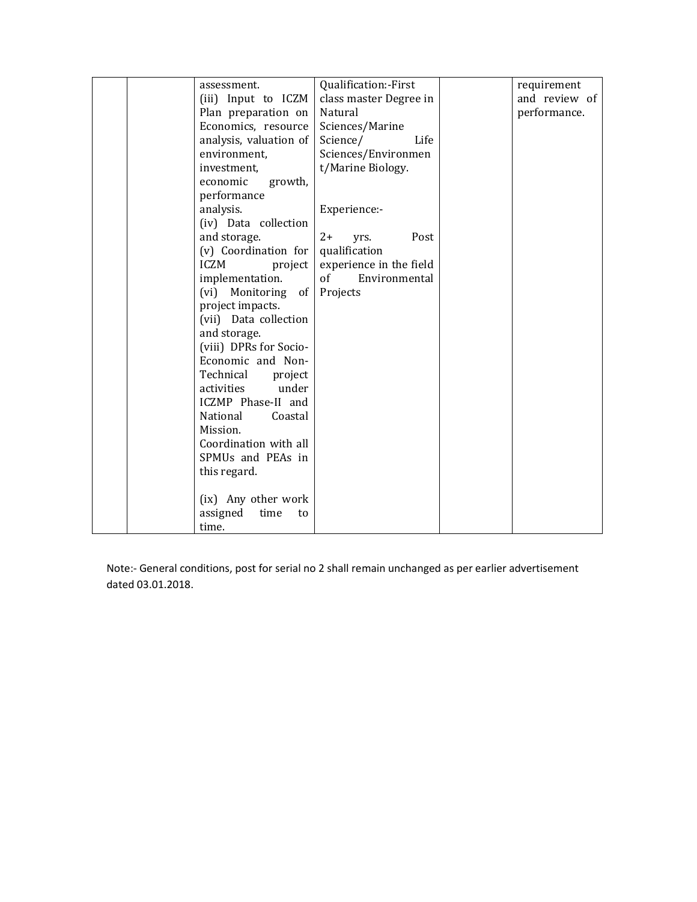| | | | | | |
|---|---|---|---|---|---|
| | | assessment.<br>(iii) Input to ICZM Plan preparation on Economics, resource analysis, valuation of environment, investment, economic growth, performance analysis.<br>(iv) Data collection and storage.<br>(v) Coordination for ICZM project implementation.<br>(vi) Monitoring of project impacts.<br>(vii) Data collection and storage.<br>(viii) DPRs for Socio-Economic and Non-Technical project activities under ICZMP Phase-II and National Coastal Mission. Coordination with all SPMUs and PEAs in this regard.<br><br>(ix) Any other work assigned time to time. | Qualification:-First class master Degree in Natural Sciences/Marine Science/ Life Sciences/Environment/Marine Biology.<br><br>Experience:-<br><br>2+ yrs. Post qualification experience in the field of Environmental Projects | | requirement and review of performance. |

Note:- General conditions, post for serial no 2 shall remain unchanged as per earlier advertisement dated 03.01.2018.